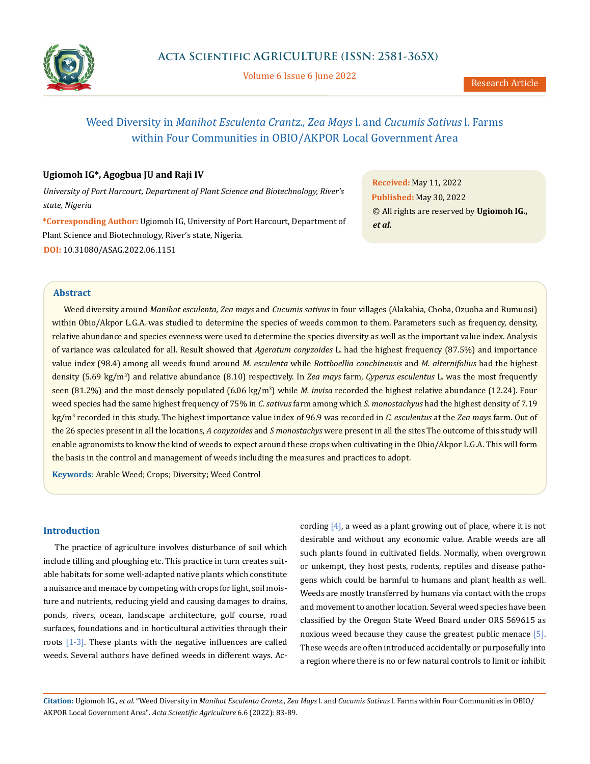# Weed Diversity in *Manihot Esculenta Crantz., Zea Mays* l. and *Cucumis Sativus* l. Farms within Four Communities in OBIO/AKPOR Local Government Area

**Ugiomoh IG\*, Agogbua JU and Raji IV**

*University of Port Harcourt, Department of Plant Science and Biotechnology, River's state, Nigeria*

**\*Corresponding Author:** Ugiomoh IG, University of Port Harcourt, Department of Plant Science and Biotechnology, River's state, Nigeria.

**DOI:** 10.31080/ASAG.2022.06.1151

**Received:** May 11, 2022
**Published:** May 30, 2022
© All rights are reserved by **Ugiomoh IG., *et al.***

## Abstract

Weed diversity around *Manihot esculenta, Zea mays* and *Cucumis sativus* in four villages (Alakahia, Choba, Ozuoba and Rumuosi) within Obio/Akpor L.G.A. was studied to determine the species of weeds common to them. Parameters such as frequency, density, relative abundance and species evenness were used to determine the species diversity as well as the important value index. Analysis of variance was calculated for all. Result showed that *Ageratum conyzoides* L. had the highest frequency (87.5%) and importance value index (98.4) among all weeds found around *M. esculenta* while *Rottboellia conchinensis* and *M. alternifolius* had the highest density (5.69 kg/m$^3$) and relative abundance (8.10) respectively. In *Zea mays* farm, *Cyperus esculentus* L. was the most frequently seen (81.2%) and the most densely populated (6.06 kg/m$^3$) while *M. invisa* recorded the highest relative abundance (12.24). Four weed species had the same highest frequency of 75% in *C. sativus* farm among which *S. monostachyus* had the highest density of 7.19 kg/m$^3$ recorded in this study. The highest importance value index of 96.9 was recorded in *C. esculentus* at the *Zea mays* farm. Out of the 26 species present in all the locations, *A conyzoides* and *S monostachys* were present in all the sites The outcome of this study will enable agronomists to know the kind of weeds to expect around these crops when cultivating in the Obio/Akpor L.G.A. This will form the basis in the control and management of weeds including the measures and practices to adopt.

**Keywords**: Arable Weed; Crops; Diversity; Weed Control

## Introduction

The practice of agriculture involves disturbance of soil which include tilling and ploughing etc. This practice in turn creates suitable habitats for some well-adapted native plants which constitute a nuisance and menace by competing with crops for light, soil moisture and nutrients, reducing yield and causing damages to drains, ponds, rivers, ocean, landscape architecture, golf course, road surfaces, foundations and in horticultural activities through their roots [1-3]. These plants with the negative influences are called weeds. Several authors have defined weeds in different ways. According [4], a weed as a plant growing out of place, where it is not desirable and without any economic value. Arable weeds are all such plants found in cultivated fields. Normally, when overgrown or unkempt, they host pests, rodents, reptiles and disease pathogens which could be harmful to humans and plant health as well. Weeds are mostly transferred by humans via contact with the crops and movement to another location. Several weed species have been classified by the Oregon State Weed Board under ORS 569615 as noxious weed because they cause the greatest public menace [5]. These weeds are often introduced accidentally or purposefully into a region where there is no or few natural controls to limit or inhibit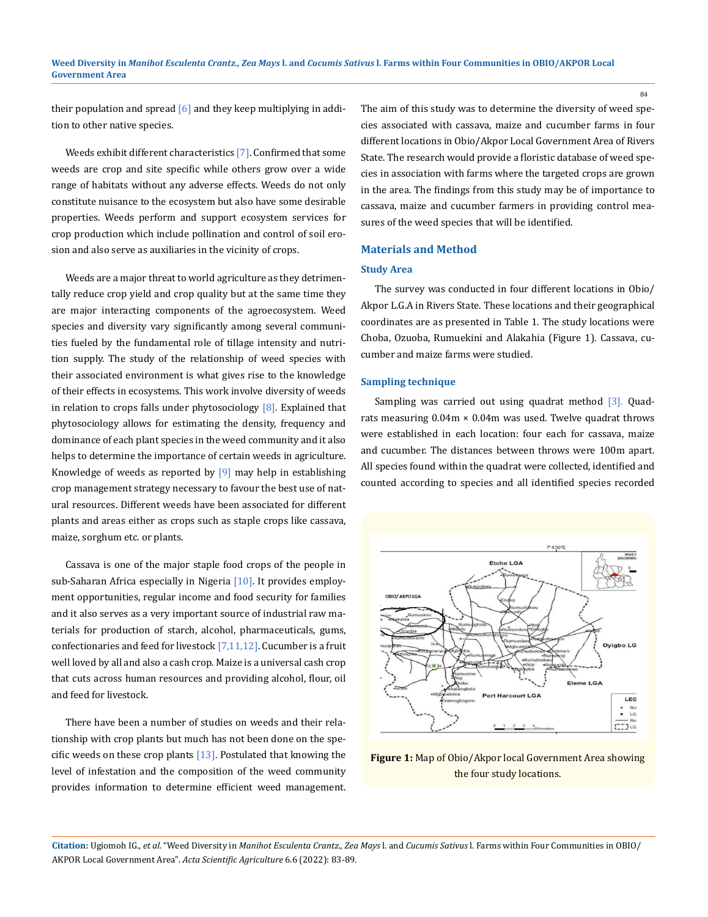their population and spread [6] and they keep multiplying in addition to other native species.

Weeds exhibit different characteristics [7]. Confirmed that some weeds are crop and site specific while others grow over a wide range of habitats without any adverse effects. Weeds do not only constitute nuisance to the ecosystem but also have some desirable properties. Weeds perform and support ecosystem services for crop production which include pollination and control of soil erosion and also serve as auxiliaries in the vicinity of crops.

Weeds are a major threat to world agriculture as they detrimentally reduce crop yield and crop quality but at the same time they are major interacting components of the agroecosystem. Weed species and diversity vary significantly among several communities fueled by the fundamental role of tillage intensity and nutrition supply. The study of the relationship of weed species with their associated environment is what gives rise to the knowledge of their effects in ecosystems. This work involve diversity of weeds in relation to crops falls under phytosociology [8]. Explained that phytosociology allows for estimating the density, frequency and dominance of each plant species in the weed community and it also helps to determine the importance of certain weeds in agriculture. Knowledge of weeds as reported by [9] may help in establishing crop management strategy necessary to favour the best use of natural resources. Different weeds have been associated for different plants and areas either as crops such as staple crops like cassava, maize, sorghum etc. or plants.

Cassava is one of the major staple food crops of the people in sub-Saharan Africa especially in Nigeria [10]. It provides employment opportunities, regular income and food security for families and it also serves as a very important source of industrial raw materials for production of starch, alcohol, pharmaceuticals, gums, confectionaries and feed for livestock [7,11,12]. Cucumber is a fruit well loved by all and also a cash crop. Maize is a universal cash crop that cuts across human resources and providing alcohol, flour, oil and feed for livestock.

There have been a number of studies on weeds and their relationship with crop plants but much has not been done on the specific weeds on these crop plants [13]. Postulated that knowing the level of infestation and the composition of the weed community provides information to determine efficient weed management. The aim of this study was to determine the diversity of weed species associated with cassava, maize and cucumber farms in four different locations in Obio/Akpor Local Government Area of Rivers State. The research would provide a floristic database of weed species in association with farms where the targeted crops are grown in the area. The findings from this study may be of importance to cassava, maize and cucumber farmers in providing control measures of the weed species that will be identified.

## Materials and Method

### Study Area

The survey was conducted in four different locations in Obio/Akpor L.G.A in Rivers State. These locations and their geographical coordinates are as presented in Table 1. The study locations were Choba, Ozuoba, Rumuekini and Alakahia (Figure 1). Cassava, cucumber and maize farms were studied.

### Sampling technique

Sampling was carried out using quadrat method [3]. Quadrats measuring 0.04m × 0.04m was used. Twelve quadrat throws were established in each location: four each for cassava, maize and cucumber. The distances between throws were 100m apart. All species found within the quadrat were collected, identified and counted according to species and all identified species recorded

**Figure 1:** Map of Obio/Akpor local Government Area showing the four study locations.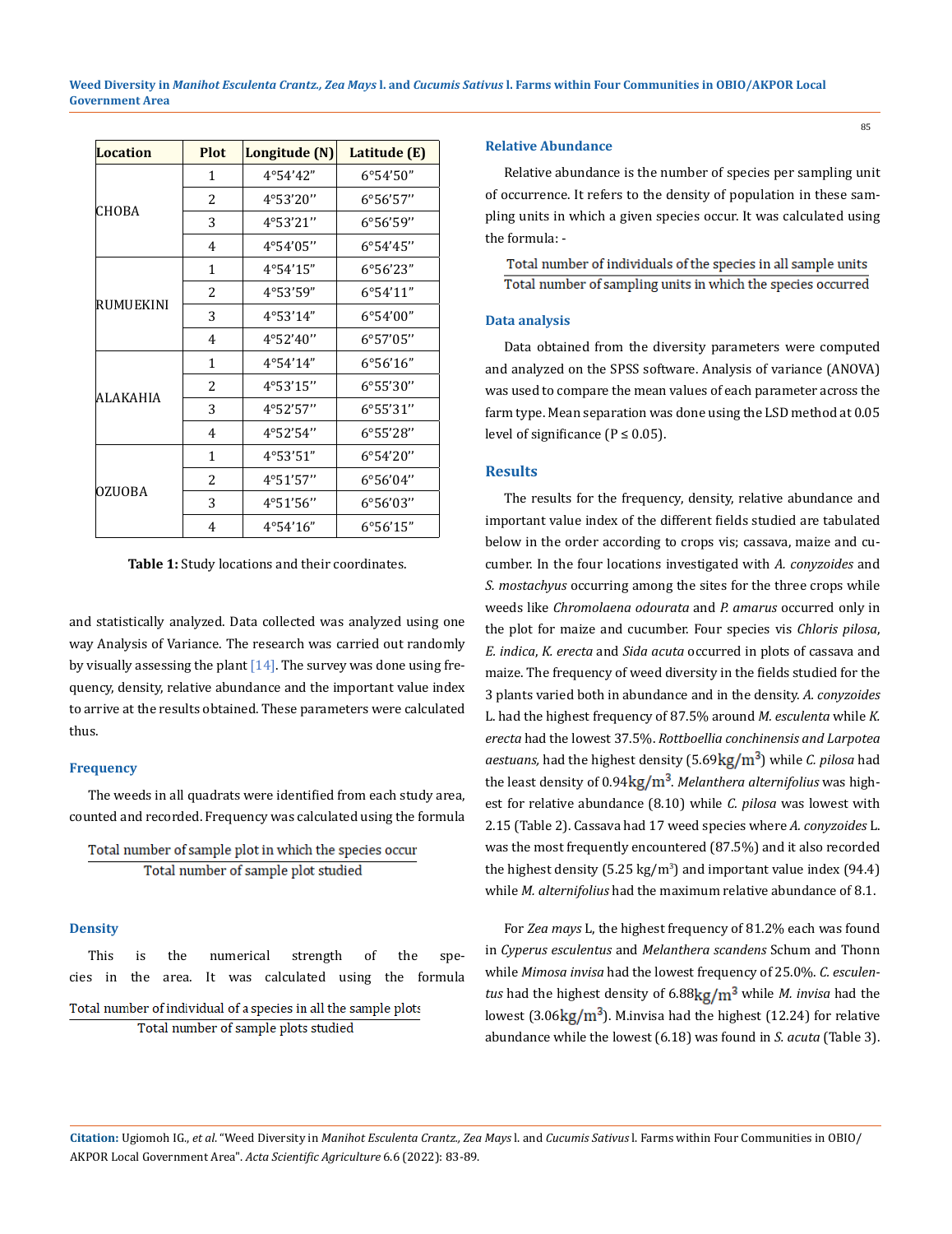| Location | Plot | Longitude (N) | Latitude (E) |
|---|---|---|---|
| CHOBA | 1 | 4°54'42" | 6°54'50" |
| | 2 | 4°53'20" | 6°56'57" |
| | 3 | 4°53'21" | 6°56'59" |
| | 4 | 4°54'05" | 6°54'45" |
| RUMUEKINI | 1 | 4°54'15" | 6°56'23" |
| | 2 | 4°53'59" | 6°54'11" |
| | 3 | 4°53'14" | 6°54'00" |
| | 4 | 4°52'40" | 6°57'05" |
| ALAKAHIA | 1 | 4°54'14" | 6°56'16" |
| | 2 | 4°53'15" | 6°55'30" |
| | 3 | 4°52'57" | 6°55'31" |
| | 4 | 4°52'54" | 6°55'28" |
| OZUOBA | 1 | 4°53'51" | 6°54'20" |
| | 2 | 4°51'57" | 6°56'04" |
| | 3 | 4°51'56" | 6°56'03" |
| | 4 | 4°54'16" | 6°56'15" |

**Table 1:** Study locations and their coordinates.

and statistically analyzed. Data collected was analyzed using one way Analysis of Variance. The research was carried out randomly by visually assessing the plant [14]. The survey was done using frequency, density, relative abundance and the important value index to arrive at the results obtained. These parameters were calculated thus.

### Frequency

The weeds in all quadrats were identified from each study area, counted and recorded. Frequency was calculated using the formula

$$\frac{\text{Total number of sample plot in which the species occur}}{\text{Total number of sample plot studied}}$$

### Density

This is the numerical strength of the species in the area. It was calculated using the formula

$$\frac{\text{Total number of individual of a species in all the sample plots}}{\text{Total number of sample plots studied}}$$

### Relative Abundance

Relative abundance is the number of species per sampling unit of occurrence. It refers to the density of population in these sampling units in which a given species occur. It was calculated using the formula: -

$$\frac{\text{Total number of individuals of the species in all sample units}}{\text{Total number of sampling units in which the species occurred}}$$

### Data analysis

Data obtained from the diversity parameters were computed and analyzed on the SPSS software. Analysis of variance (ANOVA) was used to compare the mean values of each parameter across the farm type. Mean separation was done using the LSD method at 0.05 level of significance ($P \leq 0.05$).

## Results

The results for the frequency, density, relative abundance and important value index of the different fields studied are tabulated below in the order according to crops vis; cassava, maize and cucumber. In the four locations investigated with *A. conyzoides* and *S. mostachyus* occurring among the sites for the three crops while weeds like *Chromolaena odourata* and *P. amarus* occurred only in the plot for maize and cucumber. Four species vis *Chloris pilosa*, *E. indica*, *K. erecta* and *Sida acuta* occurred in plots of cassava and maize. The frequency of weed diversity in the fields studied for the 3 plants varied both in abundance and in the density. *A. conyzoides* L. had the highest frequency of 87.5% around *M. esculenta* while *K. erecta* had the lowest 37.5%. *Rottboellia conchinensis and Larpotea aestuans,* had the highest density (5.69$\text{kg/m}^3$) while *C. pilosa* had the least density of 0.94$\text{kg/m}^3$. *Melanthera alternifolius* was highest for relative abundance (8.10) while *C. pilosa* was lowest with 2.15 (Table 2). Cassava had 17 weed species where *A. conyzoides* L. was the most frequently encountered (87.5%) and it also recorded the highest density (5.25 $\text{kg/m}^3$) and important value index (94.4) while *M. alternifolius* had the maximum relative abundance of 8.1.

For *Zea mays* L, the highest frequency of 81.2% each was found in *Cyperus esculentus* and *Melanthera scandens* Schum and Thonn while *Mimosa invisa* had the lowest frequency of 25.0%. *C. esculentus* had the highest density of 6.88$\text{kg/m}^3$ while *M. invisa* had the lowest (3.06$\text{kg/m}^3$). M.invisa had the highest (12.24) for relative abundance while the lowest (6.18) was found in *S. acuta* (Table 3).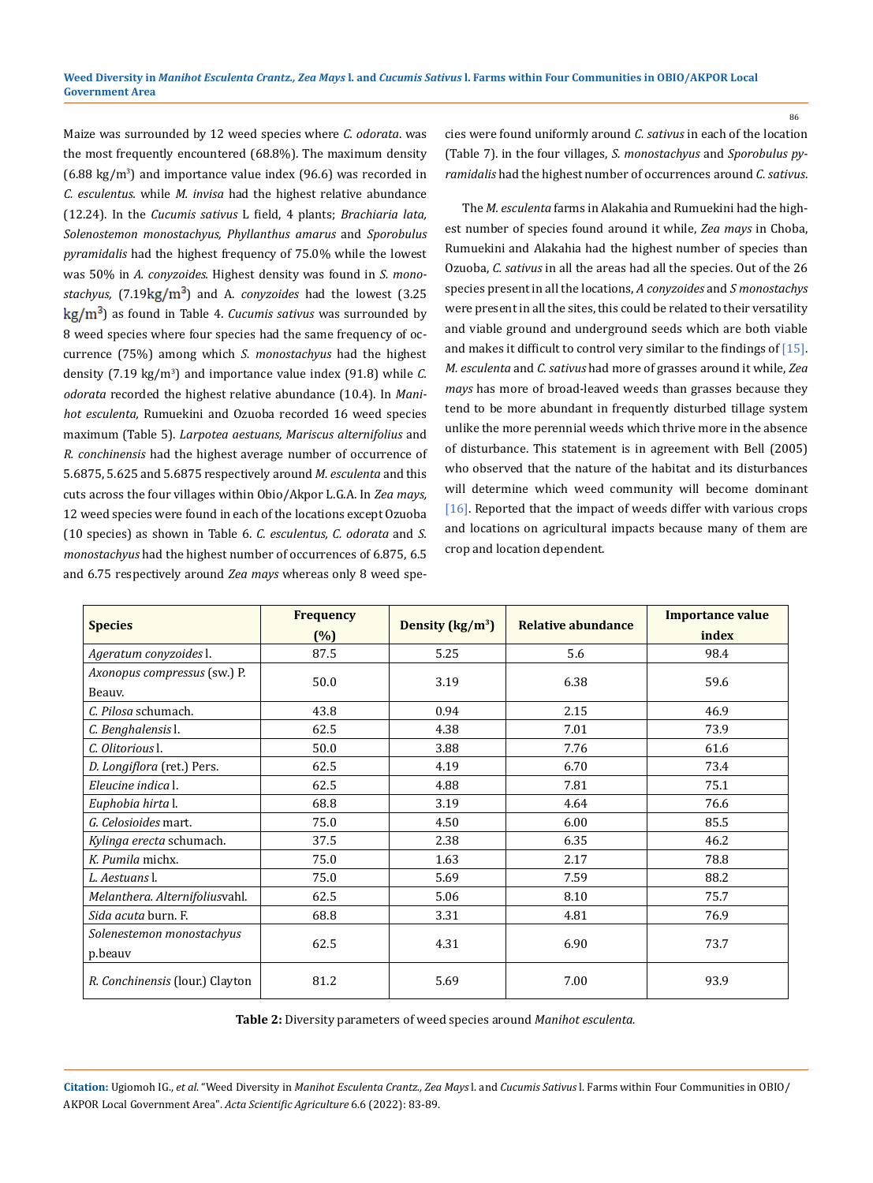Maize was surrounded by 12 weed species where *C. odorata*. was the most frequently encountered (68.8%). The maximum density (6.88 kg/m$^3$) and importance value index (96.6) was recorded in *C. esculentus.* while *M. invisa* had the highest relative abundance (12.24). In the *Cucumis sativus* L field, 4 plants; *Brachiaria lata, Solenostemon monostachyus, Phyllanthus amarus* and *Sporobulus pyramidalis* had the highest frequency of 75.0% while the lowest was 50% in *A. conyzoides.* Highest density was found in *S. monostachyus,* (7.19kg/m$^3$) and A. *conyzoides* had the lowest (3.25 kg/m$^3$) as found in Table 4. *Cucumis sativus* was surrounded by 8 weed species where four species had the same frequency of occurrence (75%) among which *S. monostachyus* had the highest density (7.19 kg/m$^3$) and importance value index (91.8) while *C. odorata* recorded the highest relative abundance (10.4). In *Manihot esculenta,* Rumuekini and Ozuoba recorded 16 weed species maximum (Table 5). *Larpotea aestuans, Mariscus alternifolius* and *R. conchinensis* had the highest average number of occurrence of 5.6875, 5.625 and 5.6875 respectively around *M. esculenta* and this cuts across the four villages within Obio/Akpor L.G.A. In *Zea mays,* 12 weed species were found in each of the locations except Ozuoba (10 species) as shown in Table 6. *C. esculentus, C. odorata* and *S. monostachyus* had the highest number of occurrences of 6.875, 6.5 and 6.75 respectively around *Zea mays* whereas only 8 weed species were found uniformly around *C. sativus* in each of the location (Table 7). in the four villages, *S. monostachyus* and *Sporobulus pyramidalis* had the highest number of occurrences around *C. sativus.*

The *M. esculenta* farms in Alakahia and Rumuekini had the highest number of species found around it while, *Zea mays* in Choba, Rumuekini and Alakahia had the highest number of species than Ozuoba, *C. sativus* in all the areas had all the species. Out of the 26 species present in all the locations, *A conyzoides* and *S monostachys* were present in all the sites, this could be related to their versatility and viable ground and underground seeds which are both viable and makes it difficult to control very similar to the findings of [15]. *M. esculenta* and *C. sativus* had more of grasses around it while, *Zea mays* has more of broad-leaved weeds than grasses because they tend to be more abundant in frequently disturbed tillage system unlike the more perennial weeds which thrive more in the absence of disturbance. This statement is in agreement with Bell (2005) who observed that the nature of the habitat and its disturbances will determine which weed community will become dominant [16]. Reported that the impact of weeds differ with various crops and locations on agricultural impacts because many of them are crop and location dependent.

| Species | Frequency (%) | Density (kg/m$^3$) | Relative abundance | Importance value index |
|---|---|---|---|---|
| *Ageratum conyzoides* l. | 87.5 | 5.25 | 5.6 | 98.4 |
| *Axonopus compressus* (sw.) P. Beauv. | 50.0 | 3.19 | 6.38 | 59.6 |
| *C. Pilosa* schumach. | 43.8 | 0.94 | 2.15 | 46.9 |
| *C. Benghalensis* l. | 62.5 | 4.38 | 7.01 | 73.9 |
| *C. Olitorious* l. | 50.0 | 3.88 | 7.76 | 61.6 |
| *D. Longiflora* (ret.) Pers. | 62.5 | 4.19 | 6.70 | 73.4 |
| *Eleucine indica* l. | 62.5 | 4.88 | 7.81 | 75.1 |
| *Euphobia hirta* l. | 68.8 | 3.19 | 4.64 | 76.6 |
| *G. Celosioides* mart. | 75.0 | 4.50 | 6.00 | 85.5 |
| *Kylinga erecta* schumach. | 37.5 | 2.38 | 6.35 | 46.2 |
| *K. Pumila* michx. | 75.0 | 1.63 | 2.17 | 78.8 |
| *L. Aestuans* l. | 75.0 | 5.69 | 7.59 | 88.2 |
| *Melanthera. Alternifolius*vahl. | 62.5 | 5.06 | 8.10 | 75.7 |
| *Sida acuta* burn. F. | 68.8 | 3.31 | 4.81 | 76.9 |
| *Solenestemon monostachyus* p.beauv | 62.5 | 4.31 | 6.90 | 73.7 |
| *R. Conchinensis* (lour.) Clayton | 81.2 | 5.69 | 7.00 | 93.9 |

**Table 2:** Diversity parameters of weed species around *Manihot esculenta.*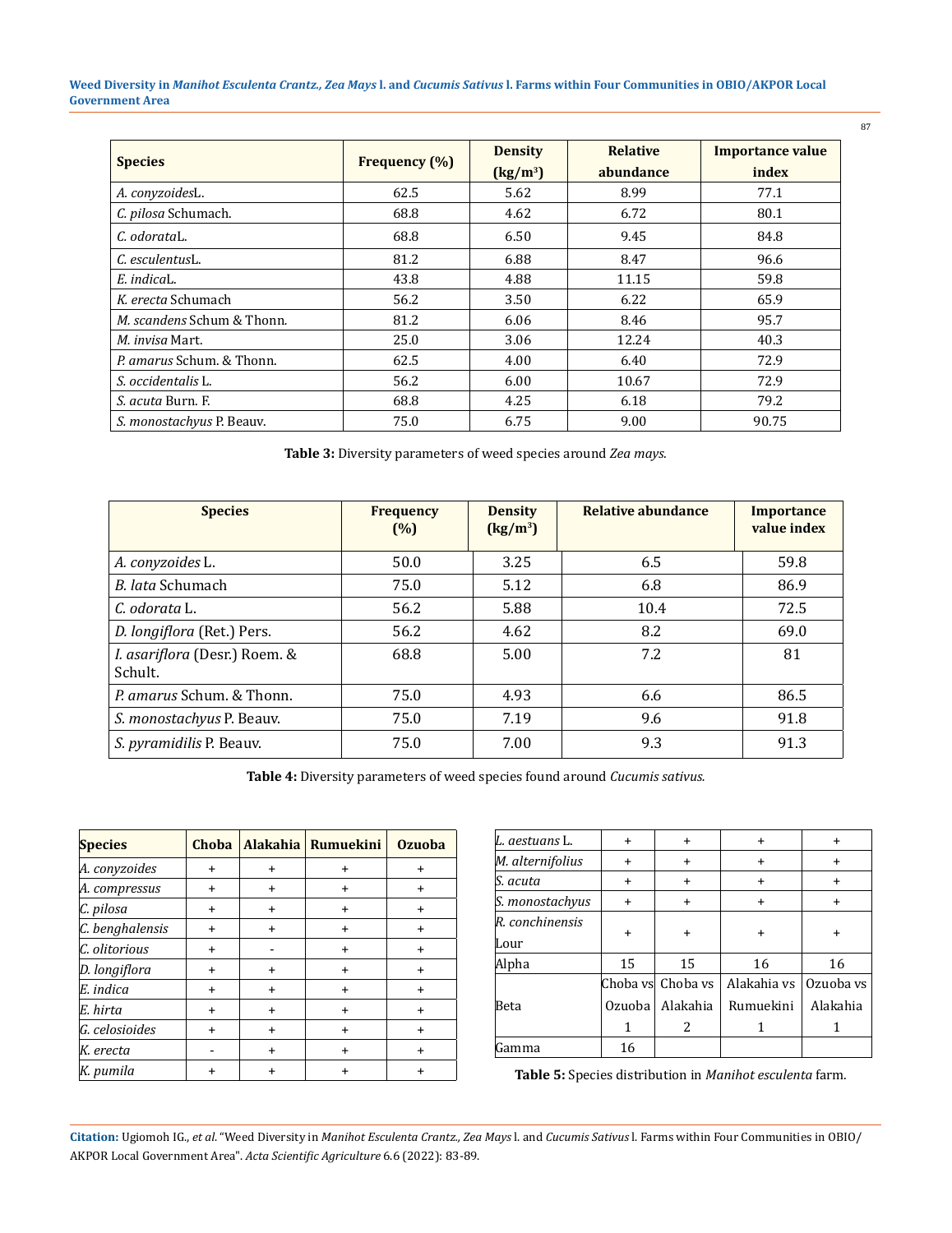| Species | Frequency (%) | Density (kg/m$^3$) | Relative abundance | Importance value index |
|---|---|---|---|---|
| *A. conyzoides*L. | 62.5 | 5.62 | 8.99 | 77.1 |
| *C. pilosa* Schumach. | 68.8 | 4.62 | 6.72 | 80.1 |
| *C. odorata*L. | 68.8 | 6.50 | 9.45 | 84.8 |
| *C. esculentus*L. | 81.2 | 6.88 | 8.47 | 96.6 |
| *E. indica*L. | 43.8 | 4.88 | 11.15 | 59.8 |
| *K. erecta* Schumach | 56.2 | 3.50 | 6.22 | 65.9 |
| *M. scandens* Schum & Thonn. | 81.2 | 6.06 | 8.46 | 95.7 |
| *M. invisa* Mart. | 25.0 | 3.06 | 12.24 | 40.3 |
| *P. amarus* Schum. & Thonn. | 62.5 | 4.00 | 6.40 | 72.9 |
| *S. occidentalis* L. | 56.2 | 6.00 | 10.67 | 72.9 |
| *S. acuta* Burn. F. | 68.8 | 4.25 | 6.18 | 79.2 |
| *S. monostachyus* P. Beauv. | 75.0 | 6.75 | 9.00 | 90.75 |

**Table 3:** Diversity parameters of weed species around *Zea mays*.

| Species | Frequency (%) | Density (kg/m$^3$) | Relative abundance | Importance value index |
|---|---|---|---|---|
| *A. conyzoides* L. | 50.0 | 3.25 | 6.5 | 59.8 |
| *B. lata* Schumach | 75.0 | 5.12 | 6.8 | 86.9 |
| *C. odorata* L. | 56.2 | 5.88 | 10.4 | 72.5 |
| *D. longiflora* (Ret.) Pers. | 56.2 | 4.62 | 8.2 | 69.0 |
| *I. asariflora* (Desr.) Roem. & Schult. | 68.8 | 5.00 | 7.2 | 81 |
| *P. amarus* Schum. & Thonn. | 75.0 | 4.93 | 6.6 | 86.5 |
| *S. monostachyus* P. Beauv. | 75.0 | 7.19 | 9.6 | 91.8 |
| *S. pyramidilis* P. Beauv. | 75.0 | 7.00 | 9.3 | 91.3 |

**Table 4:** Diversity parameters of weed species found around *Cucumis sativus*.

| Species | Choba | Alakahia | Rumuekini | Ozuoba |
|---|---|---|---|---|
| *A. conyzoides* | + | + | + | + |
| *A. compressus* | + | + | + | + |
| *C. pilosa* | + | + | + | + |
| *C. benghalensis* | + | + | + | + |
| *C. olitorious* | + | - | + | + |
| *D. longiflora* | + | + | + | + |
| *E. indica* | + | + | + | + |
| *E. hirta* | + | + | + | + |
| *G. celosioides* | + | + | + | + |
| *K. erecta* | - | + | + | + |
| *K. pumila* | + | + | + | + |
| *L. aestuans* L. | + | + | + | + |
| *M. alternifolius* | + | + | + | + |
| *S. acuta* | + | + | + | + |
| *S. monostachyus* | + | + | + | + |
| *R. conchinensis* Lour | + | + | + | + |
| Alpha | 15 | 15 | 16 | 16 |
| Beta | Choba vs Ozuoba 1 | Choba vs Alakahia 2 | Alakahia vs Rumuekini 1 | Ozuoba vs Alakahia 1 |
| Gamma | 16 | | | |

**Table 5:** Species distribution in *Manihot esculenta* farm.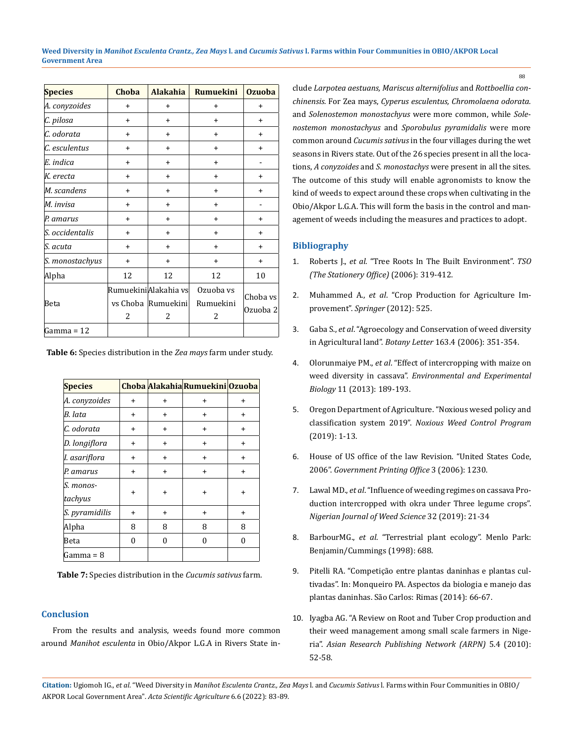| Species | Choba | Alakahia | Rumuekini | Ozuoba |
|---|---|---|---|---|
| *A. conyzoides* | + | + | + | + |
| *C. pilosa* | + | + | + | + |
| *C. odorata* | + | + | + | + |
| *C. esculentus* | + | + | + | + |
| *E. indica* | + | + | + | - |
| *K. erecta* | + | + | + | + |
| *M. scandens* | + | + | + | + |
| *M. invisa* | + | + | + | - |
| *P. amarus* | + | + | + | + |
| *S. occidentalis* | + | + | + | + |
| *S. acuta* | + | + | + | + |
| *S. monostachyus* | + | + | + | + |
| Alpha | 12 | 12 | 12 | 10 |
| Beta | Rumuekini vs Choba 2 | Alakahia vs Rumuekini 2 | Ozuoba vs Rumuekini 2 | Choba vs Ozuoba 2 |
| Gamma = 12 | | | | |

**Table 6:** Species distribution in the *Zea mays* farm under study.

| Species | Choba | Alakahia | Rumuekini | Ozuoba |
|---|---|---|---|---|
| *A. conyzoides* | + | + | + | + |
| *B. lata* | + | + | + | + |
| *C. odorata* | + | + | + | + |
| *D. longiflora* | + | + | + | + |
| *I. asariflora* | + | + | + | + |
| *P. amarus* | + | + | + | + |
| *S. monostachyus* | + | + | + | + |
| *S. pyramidilis* | + | + | + | + |
| Alpha | 8 | 8 | 8 | 8 |
| Beta | 0 | 0 | 0 | 0 |
| Gamma = 8 | | | | |

**Table 7:** Species distribution in the *Cucumis sativus* farm.

## Conclusion

From the results and analysis, weeds found more common around *Manihot esculenta* in Obio/Akpor L.G.A in Rivers State include *Larpotea aestuans, Mariscus alternifolius* and *Rottboellia conchinensis*. For Zea mays, *Cyperus esculentus, Chromolaena odorata*. and *Solenostemon monostachyus* were more common, while *Solenostemon monostachyus* and *Sporobulus pyramidalis* were more common around *Cucumis sativus* in the four villages during the wet seasons in Rivers state. Out of the 26 species present in all the locations, *A conyzoides* and *S. monostachys* were present in all the sites. The outcome of this study will enable agronomists to know the kind of weeds to expect around these crops when cultivating in the Obio/Akpor L.G.A. This will form the basis in the control and management of weeds including the measures and practices to adopt.

## Bibliography

1. Roberts J., *et al*. "Tree Roots In The Built Environment". *TSO (The Stationery Office)* (2006): 319-412.
2. Muhammed A., *et al*. "Crop Production for Agriculture Improvement". *Springer* (2012): 525.
3. Gaba S., *et al*. "Agroecology and Conservation of weed diversity in Agricultural land". *Botany Letter* 163.4 (2006): 351-354.
4. Olorunmaiye PM., *et al*. "Effect of intercropping with maize on weed diversity in cassava". *Environmental and Experimental Biology* 11 (2013): 189-193.
5. Oregon Department of Agriculture. "Noxious wesed policy and classification system 2019". *Noxious Weed Control Program* (2019): 1-13.
6. House of US office of the law Revision. "United States Code, 2006". *Government Printing Office* 3 (2006): 1230.
7. Lawal MD., *et al*. "Influence of weeding regimes on cassava Production intercropped with okra under Three legume crops". *Nigerian Journal of Weed Science* 32 (2019): 21-34
8. BarbourMG., *et al*. "Terrestrial plant ecology". Menlo Park: Benjamin/Cummings (1998): 688.
9. Pitelli RA. "Competição entre plantas daninhas e plantas cultivadas". In: Monqueiro PA. Aspectos da biologia e manejo das plantas daninhas. São Carlos: Rimas (2014): 66-67.
10. Iyagba AG. "A Review on Root and Tuber Crop production and their weed management among small scale farmers in Nigeria". *Asian Research Publishing Network (ARPN)* 5.4 (2010): 52-58.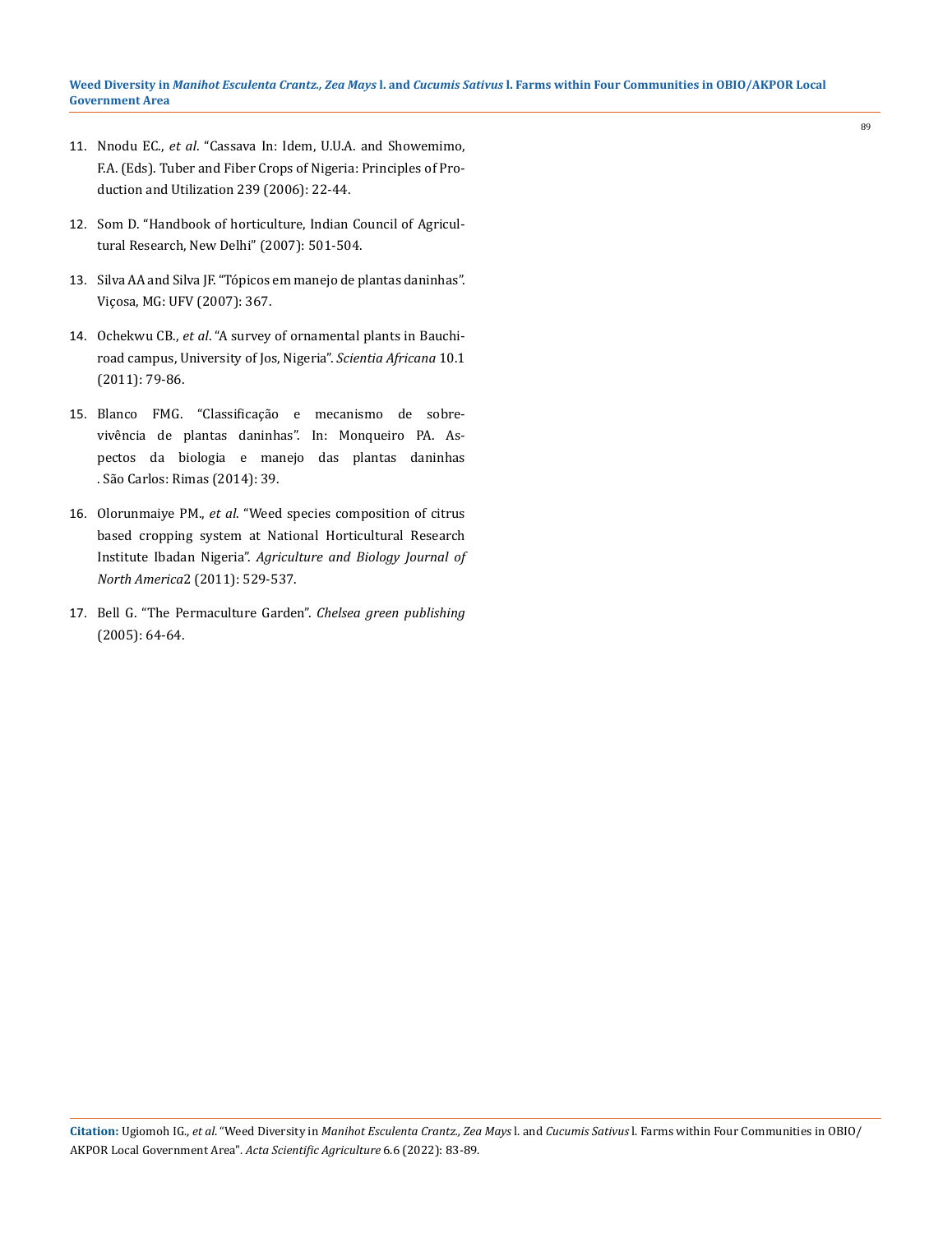11. Nnodu EC., *et al*. "Cassava In: Idem, U.U.A. and Showemimo, F.A. (Eds). Tuber and Fiber Crops of Nigeria: Principles of Production and Utilization 239 (2006): 22-44.
12. Som D. "Handbook of horticulture, Indian Council of Agricultural Research, New Delhi" (2007): 501-504.
13. Silva AA and Silva JF. "Tópicos em manejo de plantas daninhas". Viçosa, MG: UFV (2007): 367.
14. Ochekwu CB., *et al*. "A survey of ornamental plants in Bauchi-road campus, University of Jos, Nigeria". *Scientia Africana* 10.1 (2011): 79-86.
15. Blanco FMG. "Classificação e mecanismo de sobrevivência de plantas daninhas". In: Monqueiro PA. Aspectos da biologia e manejo das plantas daninhas . São Carlos: Rimas (2014): 39.
16. Olorunmaiye PM., *et al*. "Weed species composition of citrus based cropping system at National Horticultural Research Institute Ibadan Nigeria". *Agriculture and Biology Journal of North America*2 (2011): 529-537.
17. Bell G. "The Permaculture Garden". *Chelsea green publishing* (2005): 64-64.